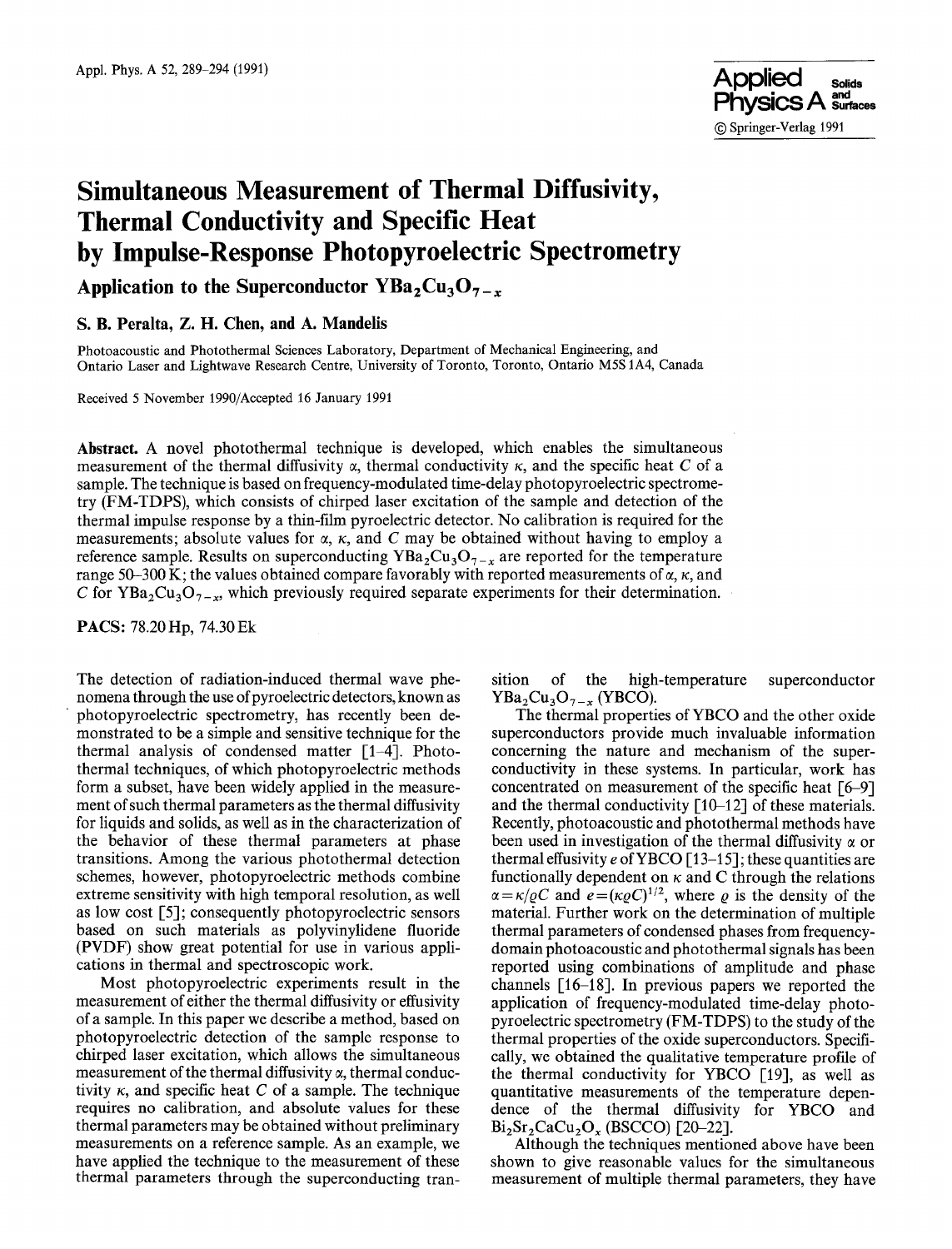# Simultaneous Measurement of Thermal Diffusivity, Thermal Conductivity and Specific Heat by Impulse-Response Photopyroelectric Spectrometry

## Application to the Superconductor $YBa_2Cu_3O_{7-x}$

**S. B. Peralta, Z. H. Chen, and A. Mandelis**

Photoacoustic and Photothermal Sciences Laboratory, Department of Mechanical Engineering, and Ontario Laser and Lightwave Research Centre, University of Toronto, Toronto, Ontario M5S 1A4, Canada

Received 5 November 1990/Accepted 16 January 1991

**Abstract.** A novel photothermal technique is developed, which enables the simultaneous measurement of the thermal diffusivity $\alpha$, thermal conductivity $\kappa$, and the specific heat $C$ of a sample. The technique is based on frequency-modulated time-delay photopyroelectric spectrometry (FM-TDPS), which consists of chirped laser excitation of the sample and detection of the thermal impulse response by a thin-film pyroelectric detector. No calibration is required for the measurements; absolute values for $\alpha$, $\kappa$, and $C$ may be obtained without having to employ a reference sample. Results on superconducting $YBa_2Cu_3O_{7-x}$ are reported for the temperature range 50–300 K; the values obtained compare favorably with reported measurements of $\alpha$, $\kappa$, and $C$ for $YBa_2Cu_3O_{7-x}$, which previously required separate experiments for their determination.

**PACS:** 78.20 Hp, 74.30 Ek

The detection of radiation-induced thermal wave phenomena through the use of pyroelectric detectors, known as photopyroelectric spectrometry, has recently been demonstrated to be a simple and sensitive technique for the thermal analysis of condensed matter [1–4]. Photothermal techniques, of which photopyroelectric methods form a subset, have been widely applied in the measurement of such thermal parameters as the thermal diffusivity for liquids and solids, as well as in the characterization of the behavior of these thermal parameters at phase transitions. Among the various photothermal detection schemes, however, photopyroelectric methods combine extreme sensitivity with high temporal resolution, as well as low cost [5]; consequently photopyroelectric sensors based on such materials as polyvinylidene fluoride (PVDF) show great potential for use in various applications in thermal and spectroscopic work.

Most photopyroelectric experiments result in the measurement of either the thermal diffusivity or effusivity of a sample. In this paper we describe a method, based on photopyroelectric detection of the sample response to chirped laser excitation, which allows the simultaneous measurement of the thermal diffusivity $\alpha$, thermal conductivity $\kappa$, and specific heat $C$ of a sample. The technique requires no calibration, and absolute values for these thermal parameters may be obtained without preliminary measurements on a reference sample. As an example, we have applied the technique to the measurement of these thermal parameters through the superconducting transition of the high-temperature superconductor $YBa_2Cu_3O_{7-x}$ (YBCO).

The thermal properties of YBCO and the other oxide superconductors provide much invaluable information concerning the nature and mechanism of the superconductivity in these systems. In particular, work has concentrated on measurement of the specific heat [6–9] and the thermal conductivity [10–12] of these materials. Recently, photoacoustic and photothermal methods have been used in investigation of the thermal diffusivity $\alpha$ or thermal effusivity $e$ of YBCO [13–15]; these quantities are functionally dependent on $\kappa$ and C through the relations $\alpha = \kappa/\varrho C$ and $e = (\kappa \varrho C)^{1/2}$, where $\varrho$ is the density of the material. Further work on the determination of multiple thermal parameters of condensed phases from frequency-domain photoacoustic and photothermal signals has been reported using combinations of amplitude and phase channels [16–18]. In previous papers we reported the application of frequency-modulated time-delay photopyroelectric spectrometry (FM-TDPS) to the study of the thermal properties of the oxide superconductors. Specifically, we obtained the qualitative temperature profile of the thermal conductivity for YBCO [19], as well as quantitative measurements of the temperature dependence of the thermal diffusivity for YBCO and $Bi_2Sr_2CaCu_2O_x$ (BSCCO) [20–22].

Although the techniques mentioned above have been shown to give reasonable values for the simultaneous measurement of multiple thermal parameters, they have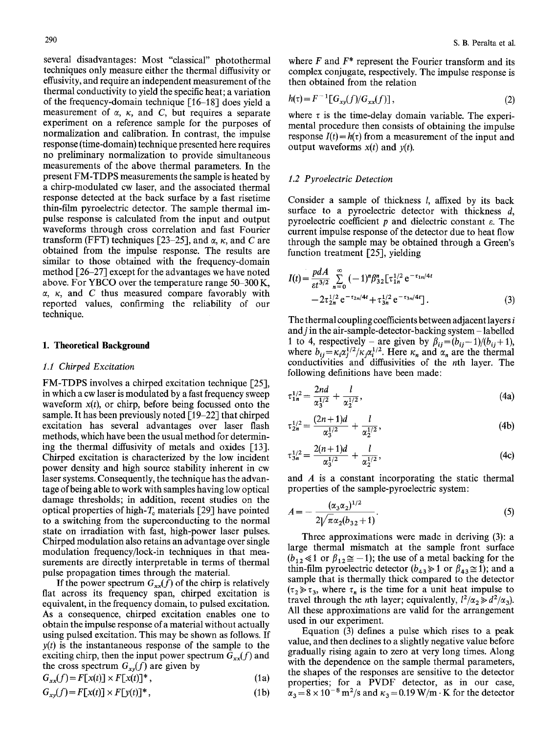several disadvantages: Most "classical" photothermal techniques only measure either the thermal diffusivity or effusivity, and require an independent measurement of the thermal conductivity to yield the specific heat; a variation of the frequency-domain technique [16–18] does yield a measurement of $\alpha$, $\kappa$, and $C$, but requires a separate experiment on a reference sample for the purposes of normalization and calibration. In contrast, the impulse response (time-domain) technique presented here requires no preliminary normalization to provide simultaneous measurements of the above thermal parameters. In the present FM-TDPS measurements the sample is heated by a chirp-modulated cw laser, and the associated thermal response detected at the back surface by a fast risetime thin-film pyroelectric detector. The sample thermal impulse response is calculated from the input and output waveforms through cross correlation and fast Fourier transform (FFT) techniques [23–25], and $\alpha$, $\kappa$, and $C$ are obtained from the impulse response. The results are similar to those obtained with the frequency-domain method [26–27] except for the advantages we have noted above. For YBCO over the temperature range 50–300 K, $\alpha$, $\kappa$, and $C$ thus measured compare favorably with reported values, confirming the reliability of our technique.

## 1. Theoretical Background

### *1.1 Chirped Excitation*

FM-TDPS involves a chirped excitation technique [25], in which a cw laser is modulated by a fast frequency sweep waveform $x(t)$, or chirp, before being focussed onto the sample. It has been previously noted [19–22] that chirped excitation has several advantages over laser flash methods, which have been the usual method for determining the thermal diffusivity of metals and oxides [13]. Chirped excitation is characterized by the low incident power density and high source stability inherent in cw laser systems. Consequently, the technique has the advantage of being able to work with samples having low optical damage thresholds; in addition, recent studies on the optical properties of high-$T_c$ materials [29] have pointed to a switching from the superconducting to the normal state on irradiation with fast, high-power laser pulses. Chirped modulation also retains an advantage over single modulation frequency/lock-in techniques in that measurements are directly interpretable in terms of thermal pulse propagation times through the material.

If the power spectrum $G_{xx}(f)$ of the chirp is relatively flat across its frequency span, chirped excitation is equivalent, in the frequency domain, to pulsed excitation. As a consequence, chirped excitation enables one to obtain the impulse response of a material without actually using pulsed excitation. This may be shown as follows. If $y(t)$ is the instantaneous response of the sample to the exciting chirp, then the input power spectrum $G_{xx}(f)$ and the cross spectrum $G_{xy}(f)$ are given by

$$G_{xx}(f) = F[x(t)] \times F[x(t)]^*, \tag{1a}$$

$$G_{xy}(f) = F[x(t)] \times F[y(t)]^*, \tag{1b}$$

where $F$ and $F^*$ represent the Fourier transform and its complex conjugate, respectively. The impulse response is then obtained from the relation

$$h(\tau) = F^{-1}[G_{xy}(f)/G_{xx}(f)], \tag{2}$$

where $\tau$ is the time-delay domain variable. The experimental procedure then consists of obtaining the impulse response $I(t) = h(\tau)$ from a measurement of the input and output waveforms $x(t)$ and $y(t)$.

### *1.2 Pyroelectric Detection*

Consider a sample of thickness $l$, affixed by its back surface to a pyroelectric detector with thickness $d$, pyroelectric coefficient $p$ and dielectric constant $\varepsilon$. The current impulse response of the detector due to heat flow through the sample may be obtained through a Green's function treatment [25], yielding

$$I(t) = \frac{pdA}{\varepsilon t^{3/2}} \sum_{n=0}^{\infty} (-1)^n \beta_{32}^n [\tau_{1n}^{1/2} e^{-\tau_{1n}/4t} - 2\tau_{2n}^{1/2} e^{-\tau_{2n}/4t} + \tau_{3n}^{1/2} e^{-\tau_{3n}/4t}]. \tag{3}$$

The thermal coupling coefficients between adjacent layers $i$ and $j$ in the air-sample-detector-backing system – labelled 1 to 4, respectively – are given by $\beta_{ij} = (b_{ij} - 1)/(b_{ij} + 1)$, where $b_{ij} = \kappa_i \alpha_j^{1/2} / \kappa_j \alpha_i^{1/2}$. Here $\kappa_n$ and $\alpha_n$ are the thermal conductivities and diffusivities of the $n$th layer. The following definitions have been made:

$$\tau_{1n}^{1/2} = \frac{2nd}{\alpha_3^{1/2}} + \frac{l}{\alpha_2^{1/2}}, \tag{4a}$$

$$\tau_{2n}^{1/2} = \frac{(2n+1)d}{\alpha_3^{1/2}} + \frac{l}{\alpha_2^{1/2}}, \tag{4b}$$

$$\tau_{3n}^{1/2} = \frac{2(n+1)d}{\alpha_3^{1/2}} + \frac{l}{\alpha_2^{1/2}}, \tag{4c}$$

and $A$ is a constant incorporating the static thermal properties of the sample-pyroelectric system:

$$A = -\frac{(\alpha_3 \alpha_2)^{1/2}}{2\sqrt{\pi}\alpha_2 (b_{32} + 1)}. \tag{5}$$

Three approximations were made in deriving (3): a large thermal mismatch at the sample front surface ($b_{12} \ll 1$ or $\beta_{12} \cong -1$); the use of a metal backing for the thin-film pyroelectric detector ($b_{43} \gg 1$ or $\beta_{43} \cong 1$); and a sample that is thermally thick compared to the detector ($\tau_2 \gg \tau_3$, where $\tau_n$ is the time for a unit heat impulse to travel through the $n$th layer; equivalently, $l^2/\alpha_2 \gg d^2/\alpha_3$). All these approximations are valid for the arrangement used in our experiment.

Equation (3) defines a pulse which rises to a peak value, and then declines to a slightly negative value before gradually rising again to zero at very long times. Along with the dependence on the sample thermal parameters, the shapes of the responses are sensitive to the detector properties; for a PVDF detector, as in our case, $\alpha_3 = 8 \times 10^{-8}$ m$^2$/s and $\kappa_3 = 0.19$ W/m · K for the detector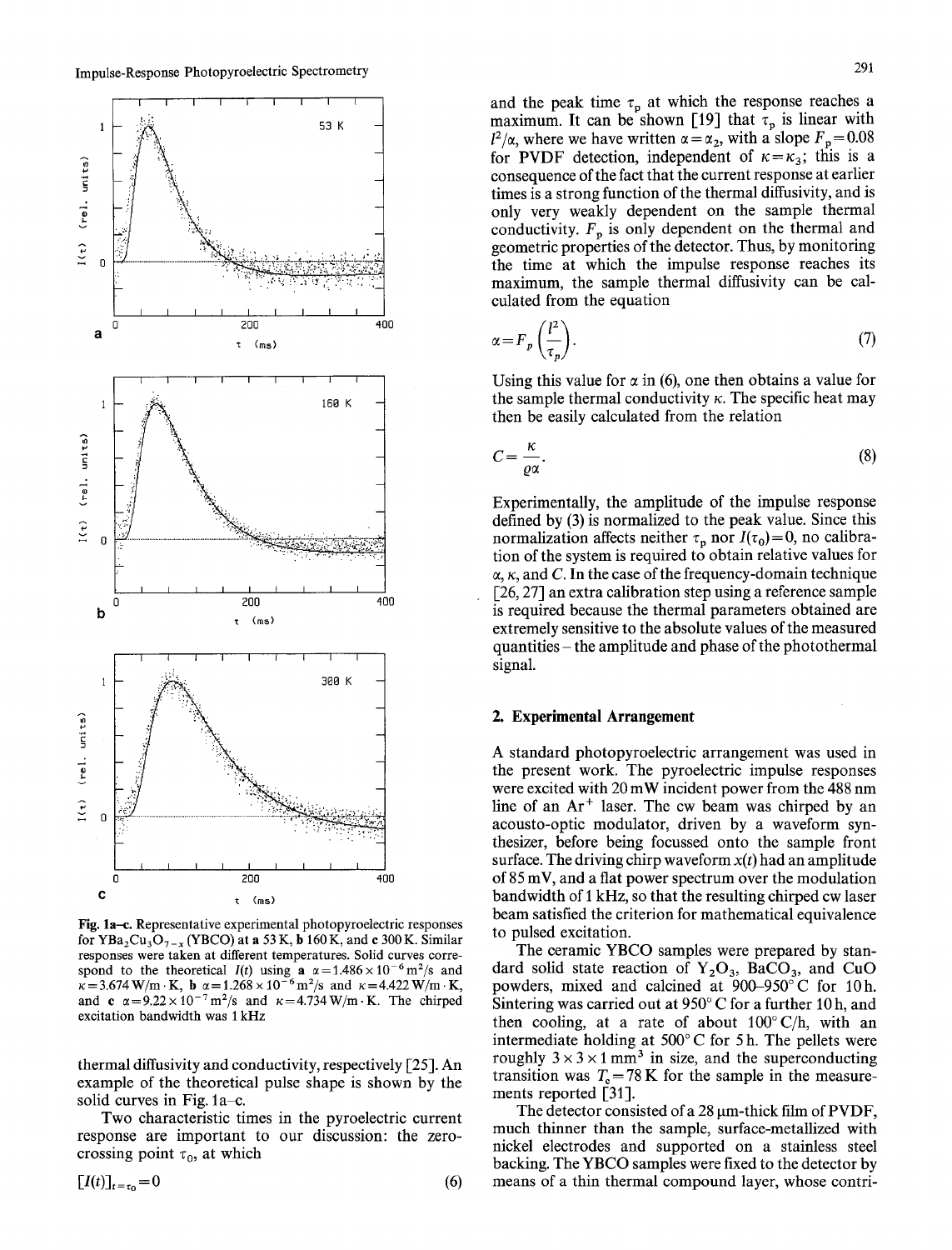Fig. 1a–c. Representative experimental photopyroelectric responses for $YBa_2Cu_3O_{7-x}$ (YBCO) at **a** 53 K, **b** 160 K, and **c** 300 K. Similar responses were taken at different temperatures. Solid curves correspond to the theoretical $I(t)$ using **a** $\alpha = 1.486 \times 10^{-6}\,m^2/s$ and $\kappa = 3.674\,W/m \cdot K$, **b** $\alpha = 1.268 \times 10^{-6}\,m^2/s$ and $\kappa = 4.422\,W/m \cdot K$, and **c** $\alpha = 9.22 \times 10^{-7}\,m^2/s$ and $\kappa = 4.734\,W/m \cdot K$. The chirped excitation bandwidth was 1 kHz

thermal diffusivity and conductivity, respectively [25]. An example of the theoretical pulse shape is shown by the solid curves in Fig. 1a–c.

Two characteristic times in the pyroelectric current response are important to our discussion: the zero-crossing point $\tau_0$, at which

$$[I(t)]_{t=\tau_0} = 0 \tag{6}$$

and the peak time $\tau_p$ at which the response reaches a maximum. It can be shown [19] that $\tau_p$ is linear with $l^2/\alpha$, where we have written $\alpha = \alpha_2$, with a slope $F_p = 0.08$ for PVDF detection, independent of $\kappa = \kappa_3$; this is a consequence of the fact that the current response at earlier times is a strong function of the thermal diffusivity, and is only very weakly dependent on the sample thermal conductivity. $F_p$ is only dependent on the thermal and geometric properties of the detector. Thus, by monitoring the time at which the impulse response reaches its maximum, the sample thermal diffusivity can be calculated from the equation

$$\alpha = F_p \left( \frac{l^2}{\tau_p} \right). \tag{7}$$

Using this value for $\alpha$ in (6), one then obtains a value for the sample thermal conductivity $\kappa$. The specific heat may then be easily calculated from the relation

$$C = \frac{\kappa}{\varrho \alpha}. \tag{8}$$

Experimentally, the amplitude of the impulse response defined by (3) is normalized to the peak value. Since this normalization affects neither $\tau_p$ nor $I(\tau_0) = 0$, no calibration of the system is required to obtain relative values for $\alpha$, $\kappa$, and $C$. In the case of the frequency-domain technique [26, 27] an extra calibration step using a reference sample is required because the thermal parameters obtained are extremely sensitive to the absolute values of the measured quantities – the amplitude and phase of the photothermal signal.

## 2. Experimental Arrangement

A standard photopyroelectric arrangement was used in the present work. The pyroelectric impulse responses were excited with 20 mW incident power from the 488 nm line of an $Ar^+$ laser. The cw beam was chirped by an acousto-optic modulator, driven by a waveform synthesizer, before being focussed onto the sample front surface. The driving chirp waveform $x(t)$ had an amplitude of 85 mV, and a flat power spectrum over the modulation bandwidth of 1 kHz, so that the resulting chirped cw laser beam satisfied the criterion for mathematical equivalence to pulsed excitation.

The ceramic YBCO samples were prepared by standard solid state reaction of $Y_2O_3$, $BaCO_3$, and $CuO$ powders, mixed and calcined at 900–950° C for 10 h. Sintering was carried out at 950° C for a further 10 h, and then cooling, at a rate of about 100° C/h, with an intermediate holding at 500° C for 5 h. The pellets were roughly $3 \times 3 \times 1\,mm^3$ in size, and the superconducting transition was $T_c = 78$ K for the sample in the measurements reported [31].

The detector consisted of a 28 μm-thick film of PVDF, much thinner than the sample, surface-metallized with nickel electrodes and supported on a stainless steel backing. The YBCO samples were fixed to the detector by means of a thin thermal compound layer, whose contri-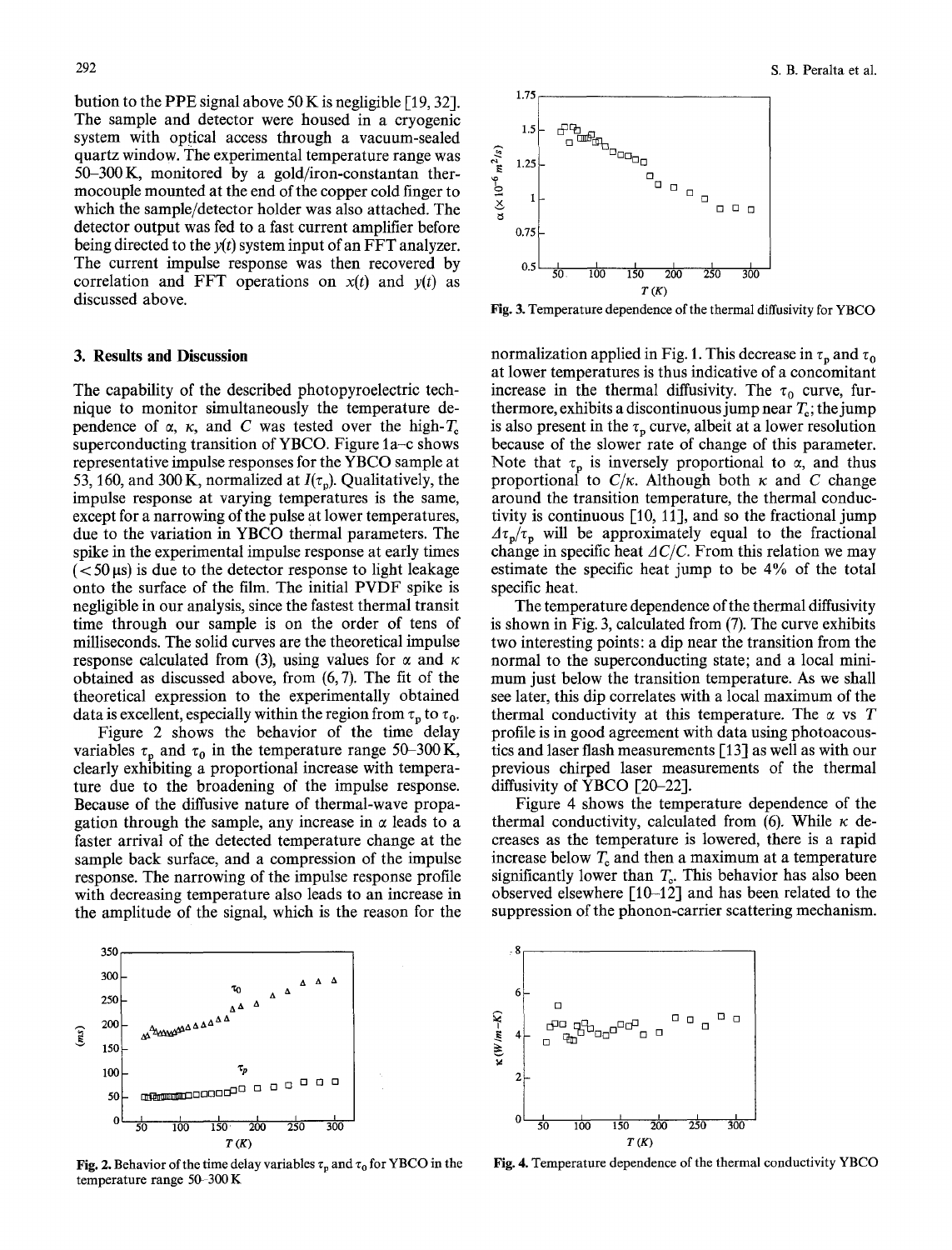bution to the PPE signal above 50 K is negligible [19, 32]. The sample and detector were housed in a cryogenic system with optical access through a vacuum-sealed quartz window. The experimental temperature range was 50–300 K, monitored by a gold/iron-constantan thermocouple mounted at the end of the copper cold finger to which the sample/detector holder was also attached. The detector output was fed to a fast current amplifier before being directed to the $y(t)$ system input of an FFT analyzer. The current impulse response was then recovered by correlation and FFT operations on $x(t)$ and $y(t)$ as discussed above.

Fig. 3. Temperature dependence of the thermal diffusivity for YBCO

## 3. Results and Discussion

The capability of the described photopyroelectric technique to monitor simultaneously the temperature dependence of $\alpha$, $\kappa$, and $C$ was tested over the high-$T_c$ superconducting transition of YBCO. Figure 1a–c shows representative impulse responses for the YBCO sample at 53, 160, and 300 K, normalized at $I(\tau_p)$. Qualitatively, the impulse response at varying temperatures is the same, except for a narrowing of the pulse at lower temperatures, due to the variation in YBCO thermal parameters. The spike in the experimental impulse response at early times ($< 50$ µs) is due to the detector response to light leakage onto the surface of the film. The initial PVDF spike is negligible in our analysis, since the fastest thermal transit time through our sample is on the order of tens of milliseconds. The solid curves are the theoretical impulse response calculated from (3), using values for $\alpha$ and $\kappa$ obtained as discussed above, from (6, 7). The fit of the theoretical expression to the experimentally obtained data is excellent, especially within the region from $\tau_p$ to $\tau_0$.

Figure 2 shows the behavior of the time delay variables $\tau_p$ and $\tau_0$ in the temperature range 50–300 K, clearly exhibiting a proportional increase with temperature due to the broadening of the impulse response. Because of the diffusive nature of thermal-wave propagation through the sample, any increase in $\alpha$ leads to a faster arrival of the detected temperature change at the sample back surface, and a compression of the impulse response. The narrowing of the impulse response profile with decreasing temperature also leads to an increase in the amplitude of the signal, which is the reason for the normalization applied in Fig. 1. This decrease in $\tau_p$ and $\tau_0$ at lower temperatures is thus indicative of a concomitant increase in the thermal diffusivity. The $\tau_0$ curve, furthermore, exhibits a discontinuous jump near $T_c$; the jump is also present in the $\tau_p$ curve, albeit at a lower resolution because of the slower rate of change of this parameter. Note that $\tau_p$ is inversely proportional to $\alpha$, and thus proportional to $C/\kappa$. Although both $\kappa$ and $C$ change around the transition temperature, the thermal conductivity is continuous [10, 11], and so the fractional jump $\Delta\tau_p/\tau_p$ will be approximately equal to the fractional change in specific heat $\Delta C/C$. From this relation we may estimate the specific heat jump to be 4% of the total specific heat.

The temperature dependence of the thermal diffusivity is shown in Fig. 3, calculated from (7). The curve exhibits two interesting points: a dip near the transition from the normal to the superconducting state; and a local minimum just below the transition temperature. As we shall see later, this dip correlates with a local maximum of the thermal conductivity at this temperature. The $\alpha$ vs $T$ profile is in good agreement with data using photoacoustics and laser flash measurements [13] as well as with our previous chirped laser measurements of the thermal diffusivity of YBCO [20–22].

Figure 4 shows the temperature dependence of the thermal conductivity, calculated from (6). While $\kappa$ decreases as the temperature is lowered, there is a rapid increase below $T_c$ and then a maximum at a temperature significantly lower than $T_c$. This behavior has also been observed elsewhere [10–12] and has been related to the suppression of the phonon-carrier scattering mechanism.

Fig. 2. Behavior of the time delay variables $\tau_p$ and $\tau_0$ for YBCO in the temperature range 50–300 K

Fig. 4. Temperature dependence of the thermal conductivity YBCO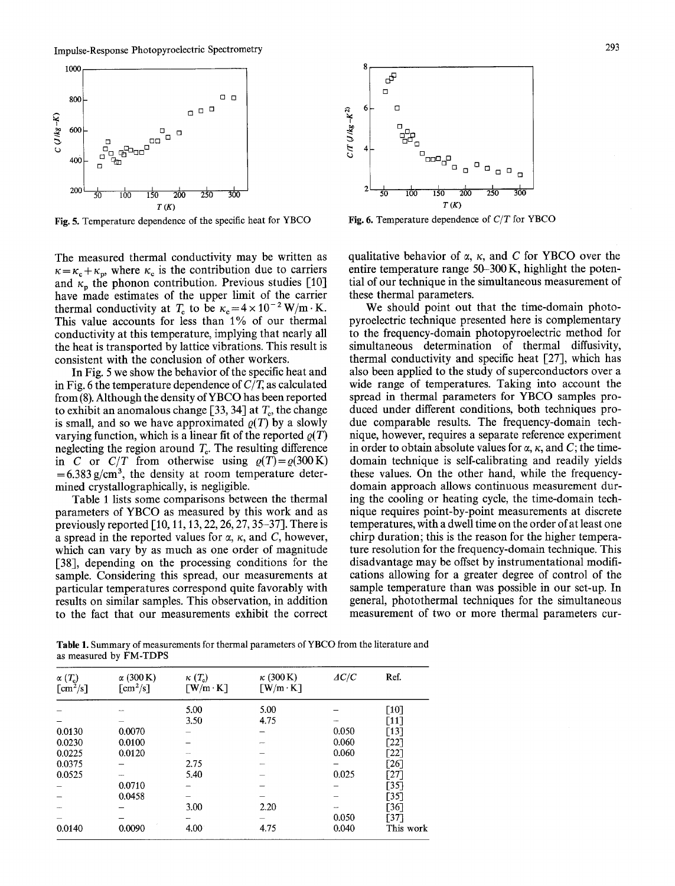Fig. 5. Temperature dependence of the specific heat for YBCO

Fig. 6. Temperature dependence of $C/T$ for YBCO

The measured thermal conductivity may be written as $\kappa = \kappa_c + \kappa_p$, where $\kappa_c$ is the contribution due to carriers and $\kappa_p$ the phonon contribution. Previous studies [10] have made estimates of the upper limit of the carrier thermal conductivity at $T_c$ to be $\kappa_c = 4 \times 10^{-2}$ W/m·K. This value accounts for less than 1% of our thermal conductivity at this temperature, implying that nearly all the heat is transported by lattice vibrations. This result is consistent with the conclusion of other workers.

In Fig. 5 we show the behavior of the specific heat and in Fig. 6 the temperature dependence of $C/T$, as calculated from (8). Although the density of YBCO has been reported to exhibit an anomalous change [33, 34] at $T_c$, the change is small, and so we have approximated $\varrho(T)$ by a slowly varying function, which is a linear fit of the reported $\varrho(T)$ neglecting the region around $T_c$. The resulting difference in $C$ or $C/T$ from otherwise using $\varrho(T) = \varrho(300\,\mathrm{K}) = 6.383$ g/cm$^3$, the density at room temperature determined crystallographically, is negligible.

Table 1 lists some comparisons between the thermal parameters of YBCO as measured by this work and as previously reported [10, 11, 13, 22, 26, 27, 35–37]. There is a spread in the reported values for $\alpha$, $\kappa$, and $C$, however, which can vary by as much as one order of magnitude [38], depending on the processing conditions for the sample. Considering this spread, our measurements at particular temperatures correspond quite favorably with results on similar samples. This observation, in addition to the fact that our measurements exhibit the correct qualitative behavior of $\alpha$, $\kappa$, and $C$ for YBCO over the entire temperature range 50–300 K, highlight the potential of our technique in the simultaneous measurement of these thermal parameters.

We should point out that the time-domain photopyroelectric technique presented here is complementary to the frequency-domain photopyroelectric method for simultaneous determination of thermal diffusivity, thermal conductivity and specific heat [27], which has also been applied to the study of superconductors over a wide range of temperatures. Taking into account the spread in thermal parameters for YBCO samples produced under different conditions, both techniques produce comparable results. The frequency-domain technique, however, requires a separate reference experiment in order to obtain absolute values for $\alpha$, $\kappa$, and $C$; the time-domain technique is self-calibrating and readily yields these values. On the other hand, while the frequency-domain approach allows continuous measurement during the cooling or heating cycle, the time-domain technique requires point-by-point measurements at discrete temperatures, with a dwell time on the order of at least one chirp duration; this is the reason for the higher temperature resolution for the frequency-domain technique. This disadvantage may be offset by instrumental modifications allowing for a greater degree of control of the sample temperature than was possible in our set-up. In general, photothermal techniques for the simultaneous measurement of two or more thermal parameters cur-

**Table 1.** Summary of measurements for thermal parameters of YBCO from the literature and as measured by FM-TDPS

| $\alpha$ ($T_c$) [cm$^2$/s] | $\alpha$ (300 K) [cm$^2$/s] | $\kappa$ ($T_c$) [W/m·K] | $\kappa$ (300 K) [W/m·K] | $\Delta C/C$ | Ref. |
|---|---|---|---|---|---|
| – | – | 5.00 | 5.00 | – | [10] |
| – | – | 3.50 | 4.75 | – | [11] |
| 0.0130 | 0.0070 | – | – | 0.050 | [13] |
| 0.0230 | 0.0100 | – | – | 0.060 | [22] |
| 0.0225 | 0.0120 | – | – | 0.060 | [22] |
| 0.0375 | – | 2.75 | – | – | [26] |
| 0.0525 | – | 5.40 | – | 0.025 | [27] |
| – | 0.0710 | – | – | – | [35] |
| – | 0.0458 | – | – | – | [35] |
| – | – | 3.00 | 2.20 | – | [36] |
| – | – | – | – | 0.050 | [37] |
| 0.0140 | 0.0090 | 4.00 | 4.75 | 0.040 | This work |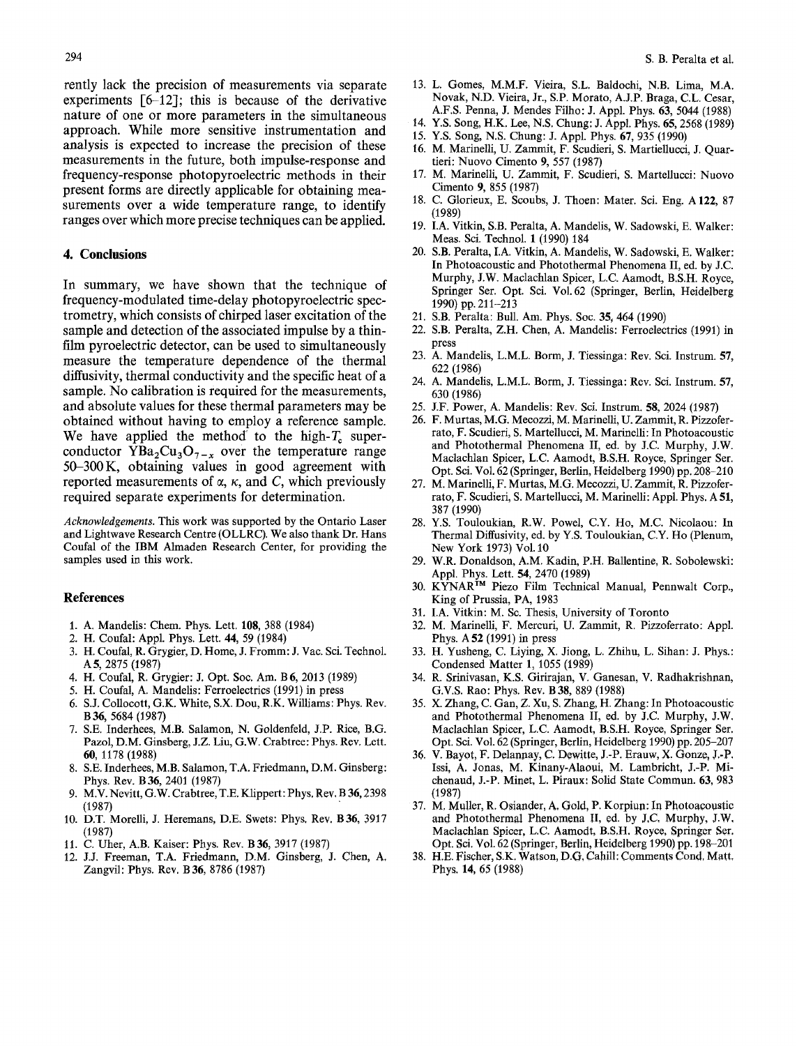rently lack the precision of measurements via separate experiments [6–12]; this is because of the derivative nature of one or more parameters in the simultaneous approach. While more sensitive instrumentation and analysis is expected to increase the precision of these measurements in the future, both impulse-response and frequency-response photopyroelectric methods in their present forms are directly applicable for obtaining measurements over a wide temperature range, to identify ranges over which more precise techniques can be applied.

## 4. Conclusions

In summary, we have shown that the technique of frequency-modulated time-delay photopyroelectric spectrometry, which consists of chirped laser excitation of the sample and detection of the associated impulse by a thin-film pyroelectric detector, can be used to simultaneously measure the temperature dependence of the thermal diffusivity, thermal conductivity and the specific heat of a sample. No calibration is required for the measurements, and absolute values for these thermal parameters may be obtained without having to employ a reference sample. We have applied the method to the high-$T_c$ superconductor $YBa_2Cu_3O_{7-x}$ over the temperature range 50–300 K, obtaining values in good agreement with reported measurements of $\alpha$, $\kappa$, and $C$, which previously required separate experiments for determination.

*Acknowledgements.* This work was supported by the Ontario Laser and Lightwave Research Centre (OLLRC). We also thank Dr. Hans Coufal of the IBM Almaden Research Center, for providing the samples used in this work.

## References

1. A. Mandelis: Chem. Phys. Lett. **108**, 388 (1984)
2. H. Coufal: Appl. Phys. Lett. **44**, 59 (1984)
3. H. Coufal, R. Grygier, D. Horne, J. Fromm: J. Vac. Sci. Technol. A **5**, 2875 (1987)
4. H. Coufal, R. Grygier: J. Opt. Soc. Am. B **6**, 2013 (1989)
5. H. Coufal, A. Mandelis: Ferroelectrics (1991) in press
6. S.J. Collocott, G.K. White, S.X. Dou, R.K. Williams: Phys. Rev. B **36**, 5684 (1987)
7. S.E. Inderhees, M.B. Salamon, N. Goldenfeld, J.P. Rice, B.G. Pazol, D.M. Ginsberg, J.Z. Liu, G.W. Crabtree: Phys. Rev. Lett. **60**, 1178 (1988)
8. S.E. Inderhees, M.B. Salamon, T.A. Friedmann, D.M. Ginsberg: Phys. Rev. B **36**, 2401 (1987)
9. M.V. Nevitt, G.W. Crabtree, T.E. Klippert: Phys. Rev. B **36**, 2398 (1987)
10. D.T. Morelli, J. Heremans, D.E. Swets: Phys. Rev. B **36**, 3917 (1987)
11. C. Uher, A.B. Kaiser: Phys. Rev. B **36**, 3917 (1987)
12. J.J. Freeman, T.A. Friedmann, D.M. Ginsberg, J. Chen, A. Zangvil: Phys. Rev. B **36**, 8786 (1987)
13. L. Gomes, M.M.F. Vieira, S.L. Baldochi, N.B. Lima, M.A. Novak, N.D. Vieira, Jr., S.P. Morato, A.J.P. Braga, C.L. Cesar, A.F.S. Penna, J. Mendes Filho: J. Appl. Phys. **63**, 5044 (1988)
14. Y.S. Song, H.K. Lee, N.S. Chung: J. Appl. Phys. **65**, 2568 (1989)
15. Y.S. Song, N.S. Chung: J. Appl. Phys. **67**, 935 (1990)
16. M. Marinelli, U. Zammit, F. Scudieri, S. Martiellucci, J. Quartieri: Nuovo Cimento **9**, 557 (1987)
17. M. Marinelli, U. Zammit, F. Scudieri, S. Martellucci: Nuovo Cimento **9**, 855 (1987)
18. C. Glorieux, E. Scoubs, J. Thoen: Mater. Sci. Eng. A **122**, 87 (1989)
19. I.A. Vitkin, S.B. Peralta, A. Mandelis, W. Sadowski, E. Walker: Meas. Sci. Technol. **1** (1990) 184
20. S.B. Peralta, I.A. Vitkin, A. Mandelis, W. Sadowski, E. Walker: In Photoacoustic and Photothermal Phenomena II, ed. by J.C. Murphy, J.W. Maclachlan Spicer, L.C. Aamodt, B.S.H. Royce, Springer Ser. Opt. Sci. Vol. 62 (Springer, Berlin, Heidelberg 1990) pp. 211–213
21. S.B. Peralta: Bull. Am. Phys. Soc. **35**, 464 (1990)
22. S.B. Peralta, Z.H. Chen, A. Mandelis: Ferroelectrics (1991) in press
23. A. Mandelis, L.M.L. Borm, J. Tiessinga: Rev. Sci. Instrum. **57**, 622 (1986)
24. A. Mandelis, L.M.L. Borm, J. Tiessinga: Rev. Sci. Instrum. **57**, 630 (1986)
25. J.F. Power, A. Mandelis: Rev. Sci. Instrum. **58**, 2024 (1987)
26. F. Murtas, M.G. Mecozzi, M. Marinelli, U. Zammit, R. Pizzoferrato, F. Scudieri, S. Martellucci, M. Marinelli: In Photoacoustic and Photothermal Phenomena II, ed. by J.C. Murphy, J.W. Maclachlan Spicer, L.C. Aamodt, B.S.H. Royce, Springer Ser. Opt. Sci. Vol. 62 (Springer, Berlin, Heidelberg 1990) pp. 208–210
27. M. Marinelli, F. Murtas, M.G. Mecozzi, U. Zammit, R. Pizzoferrato, F. Scudieri, S. Martellucci, M. Marinelli: Appl. Phys. A **51**, 387 (1990)
28. Y.S. Touloukian, R.W. Powel, C.Y. Ho, M.C. Nicolaou: In Thermal Diffusivity, ed. by Y.S. Touloukian, C.Y. Ho (Plenum, New York 1973) Vol. 10
29. W.R. Donaldson, A.M. Kadin, P.H. Ballentine, R. Sobolewski: Appl. Phys. Lett. **54**, 2470 (1989)
30. KYNAR™ Piezo Film Technical Manual, Pennwalt Corp., King of Prussia, PA, 1983
31. I.A. Vitkin: M. Sc. Thesis, University of Toronto
32. M. Marinelli, F. Mercuri, U. Zammit, R. Pizzoferrato: Appl. Phys. A **52** (1991) in press
33. H. Yusheng, C. Liying, X. Jiong, L. Zhihu, L. Sihan: J. Phys.: Condensed Matter **1**, 1055 (1989)
34. R. Srinivasan, K.S. Girirajan, V. Ganesan, V. Radhakrishnan, G.V.S. Rao: Phys. Rev. B **38**, 889 (1988)
35. X. Zhang, C. Gan, Z. Xu, S. Zhang, H. Zhang: In Photoacoustic and Photothermal Phenomena II, ed. by J.C. Murphy, J.W. Maclachlan Spicer, L.C. Aamodt, B.S.H. Royce, Springer Ser. Opt. Sci. Vol. 62 (Springer, Berlin, Heidelberg 1990) pp. 205–207
36. V. Bayot, F. Delannay, C. Dewitte, J.-P. Erauw, X. Gonze, J.-P. Issi, A. Jonas, M. Kinany-Alaoui, M. Lambricht, J.-P. Michenaud, J.-P. Minet, L. Piraux: Solid State Commun. **63**, 983 (1987)
37. M. Muller, R. Osiander, A. Gold, P. Korpiun: In Photoacoustic and Photothermal Phenomena II, ed. by J.C. Murphy, J.W. Maclachlan Spicer, L.C. Aamodt, B.S.H. Royce, Springer Ser. Opt. Sci. Vol. 62 (Springer, Berlin, Heidelberg 1990) pp. 198–201
38. H.E. Fischer, S.K. Watson, D.G. Cahill: Comments Cond. Matt. Phys. **14**, 65 (1988)